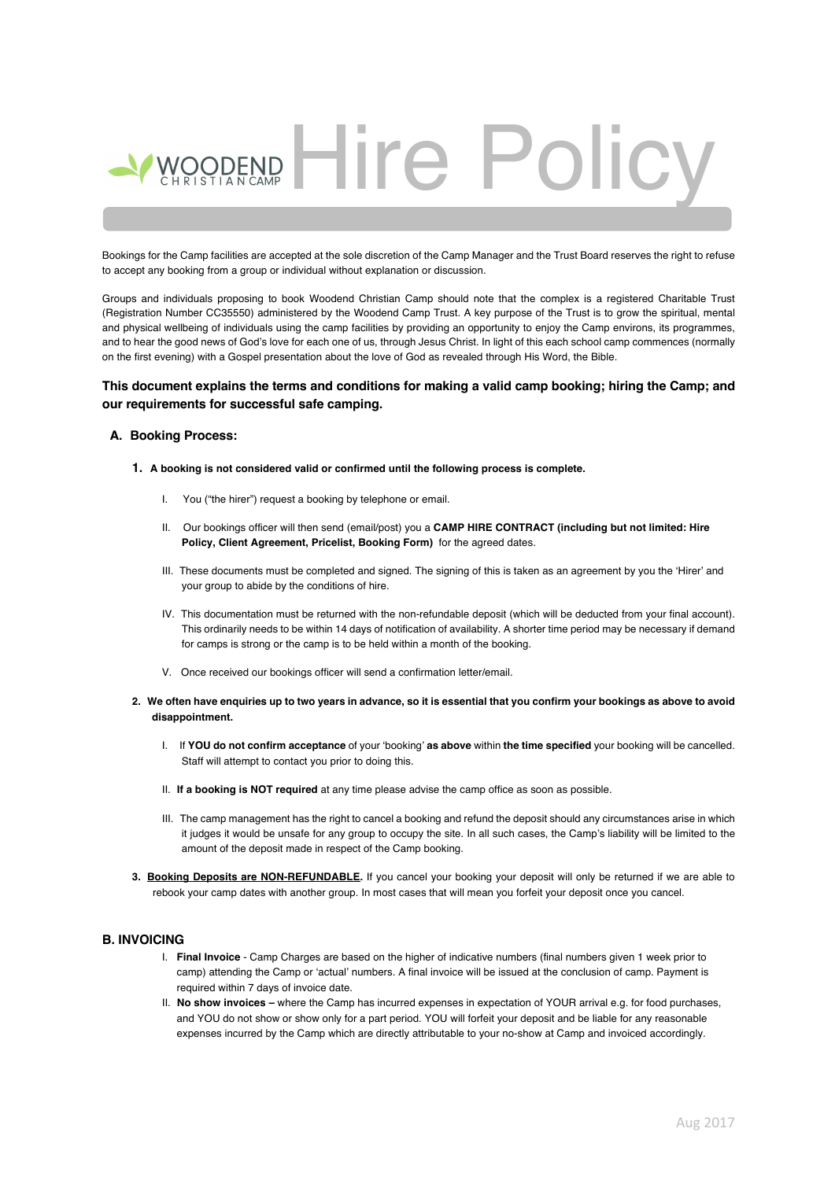# WOODEND CHRISTIAN CAMP Hire Policy

Bookings for the Camp facilities are accepted at the sole discretion of the Camp Manager and the Trust Board reserves the right to refuse to accept any booking from a group or individual without explanation or discussion.

Groups and individuals proposing to book Woodend Christian Camp should note that the complex is a registered Charitable Trust (Registration Number CC35550) administered by the Woodend Camp Trust. A key purpose of the Trust is to grow the spiritual, mental and physical wellbeing of individuals using the camp facilities by providing an opportunity to enjoy the Camp environs, its programmes, and to hear the good news of God's love for each one of us, through Jesus Christ. In light of this each school camp commences (normally on the first evening) with a Gospel presentation about the love of God as revealed through His Word, the Bible.

**This document explains the terms and conditions for making a valid camp booking; hiring the Camp; and our requirements for successful safe camping.**

## A. Booking Process:

1. **A booking is not considered valid or confirmed until the following process is complete.**

   I. You ("the hirer") request a booking by telephone or email.

   II. Our bookings officer will then send (email/post) you a **CAMP HIRE CONTRACT (including but not limited: Hire Policy, Client Agreement, Pricelist, Booking Form)** for the agreed dates.

   III. These documents must be completed and signed. The signing of this is taken as an agreement by you the 'Hirer' and your group to abide by the conditions of hire.

   IV. This documentation must be returned with the non-refundable deposit (which will be deducted from your final account). This ordinarily needs to be within 14 days of notification of availability. A shorter time period may be necessary if demand for camps is strong or the camp is to be held within a month of the booking.

   V. Once received our bookings officer will send a confirmation letter/email.

2. **We often have enquiries up to two years in advance, so it is essential that you confirm your bookings as above to avoid disappointment.**

   I. If **YOU do not confirm acceptance** of your 'booking' **as above** within **the time specified** your booking will be cancelled. Staff will attempt to contact you prior to doing this.

   II. **If a booking is NOT required** at any time please advise the camp office as soon as possible.

   III. The camp management has the right to cancel a booking and refund the deposit should any circumstances arise in which it judges it would be unsafe for any group to occupy the site. In all such cases, the Camp's liability will be limited to the amount of the deposit made in respect of the Camp booking.

3. **Booking Deposits are NON-REFUNDABLE.** If you cancel your booking your deposit will only be returned if we are able to rebook your camp dates with another group. In most cases that will mean you forfeit your deposit once you cancel.

## B. INVOICING

I. **Final Invoice** - Camp Charges are based on the higher of indicative numbers (final numbers given 1 week prior to camp) attending the Camp or 'actual' numbers. A final invoice will be issued at the conclusion of camp. Payment is required within 7 days of invoice date.

II. **No show invoices –** where the Camp has incurred expenses in expectation of YOUR arrival e.g. for food purchases, and YOU do not show or show only for a part period. YOU will forfeit your deposit and be liable for any reasonable expenses incurred by the Camp which are directly attributable to your no-show at Camp and invoiced accordingly.

Aug 2017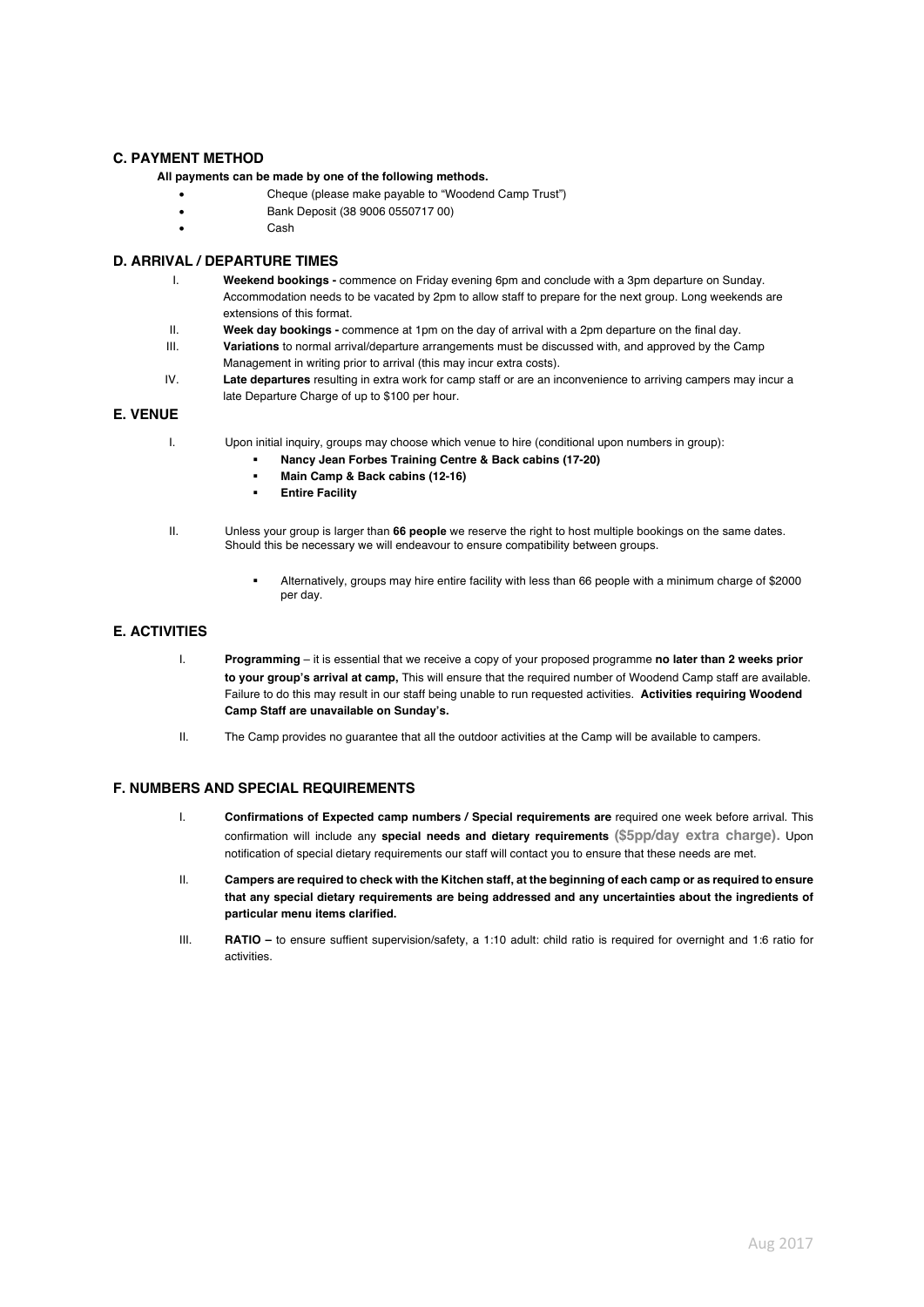## C. PAYMENT METHOD

**All payments can be made by one of the following methods.**

- Cheque (please make payable to "Woodend Camp Trust")
- Bank Deposit (38 9006 0550717 00)
- Cash

## D. ARRIVAL / DEPARTURE TIMES

I. **Weekend bookings -** commence on Friday evening 6pm and conclude with a 3pm departure on Sunday. Accommodation needs to be vacated by 2pm to allow staff to prepare for the next group. Long weekends are extensions of this format.

II. **Week day bookings -** commence at 1pm on the day of arrival with a 2pm departure on the final day.

III. **Variations** to normal arrival/departure arrangements must be discussed with, and approved by the Camp Management in writing prior to arrival (this may incur extra costs).

IV. **Late departures** resulting in extra work for camp staff or are an inconvenience to arriving campers may incur a late Departure Charge of up to $100 per hour.

## E. VENUE

I. Upon initial inquiry, groups may choose which venue to hire (conditional upon numbers in group):
   - **Nancy Jean Forbes Training Centre & Back cabins (17-20)**
   - **Main Camp & Back cabins (12-16)**
   - **Entire Facility**

II. Unless your group is larger than **66 people** we reserve the right to host multiple bookings on the same dates. Should this be necessary we will endeavour to ensure compatibility between groups.
   - Alternatively, groups may hire entire facility with less than 66 people with a minimum charge of $2000 per day.

## E. ACTIVITIES

I. **Programming** – it is essential that we receive a copy of your proposed programme **no later than 2 weeks prior to your group's arrival at camp,** This will ensure that the required number of Woodend Camp staff are available. Failure to do this may result in our staff being unable to run requested activities. **Activities requiring Woodend Camp Staff are unavailable on Sunday's.**

II. The Camp provides no guarantee that all the outdoor activities at the Camp will be available to campers.

## F. NUMBERS AND SPECIAL REQUIREMENTS

I. **Confirmations of Expected camp numbers / Special requirements are** required one week before arrival. This confirmation will include any **special needs and dietary requirements** **($5pp/day extra charge).** Upon notification of special dietary requirements our staff will contact you to ensure that these needs are met.

II. **Campers are required to check with the Kitchen staff, at the beginning of each camp or as required to ensure that any special dietary requirements are being addressed and any uncertainties about the ingredients of particular menu items clarified.**

III. **RATIO –** to ensure suffient supervision/safety, a 1:10 adult: child ratio is required for overnight and 1:6 ratio for activities.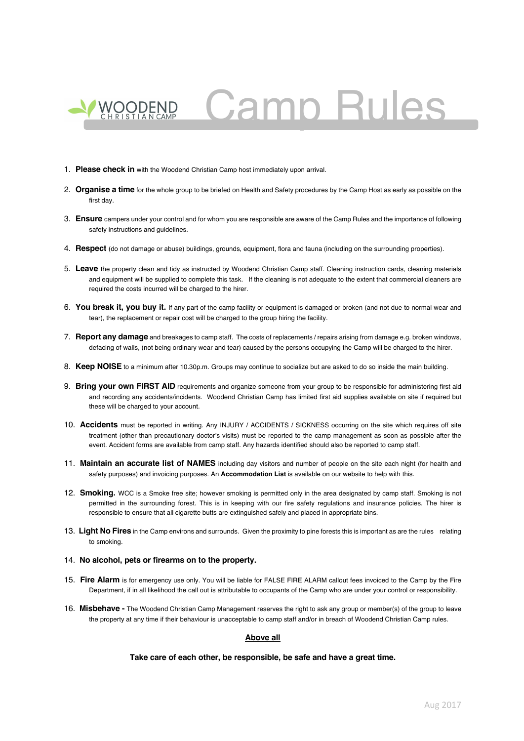# WOODEND CHRISTIAN CAMP Camp Rules

1. **Please check in** with the Woodend Christian Camp host immediately upon arrival.
2. **Organise a time** for the whole group to be briefed on Health and Safety procedures by the Camp Host as early as possible on the first day.
3. **Ensure** campers under your control and for whom you are responsible are aware of the Camp Rules and the importance of following safety instructions and guidelines.
4. **Respect** (do not damage or abuse) buildings, grounds, equipment, flora and fauna (including on the surrounding properties).
5. **Leave** the property clean and tidy as instructed by Woodend Christian Camp staff. Cleaning instruction cards, cleaning materials and equipment will be supplied to complete this task. If the cleaning is not adequate to the extent that commercial cleaners are required the costs incurred will be charged to the hirer.
6. **You break it, you buy it.** If any part of the camp facility or equipment is damaged or broken (and not due to normal wear and tear), the replacement or repair cost will be charged to the group hiring the facility.
7. **Report any damage** and breakages to camp staff. The costs of replacements / repairs arising from damage e.g. broken windows, defacing of walls, (not being ordinary wear and tear) caused by the persons occupying the Camp will be charged to the hirer.
8. **Keep NOISE** to a minimum after 10.30p.m. Groups may continue to socialize but are asked to do so inside the main building.
9. **Bring your own FIRST AID** requirements and organize someone from your group to be responsible for administering first aid and recording any accidents/incidents. Woodend Christian Camp has limited first aid supplies available on site if required but these will be charged to your account.
10. **Accidents** must be reported in writing. Any INJURY / ACCIDENTS / SICKNESS occurring on the site which requires off site treatment (other than precautionary doctor's visits) must be reported to the camp management as soon as possible after the event. Accident forms are available from camp staff. Any hazards identified should also be reported to camp staff.
11. **Maintain an accurate list of NAMES** including day visitors and number of people on the site each night (for health and safety purposes) and invoicing purposes. An **Accommodation List** is available on our website to help with this.
12. **Smoking.** WCC is a Smoke free site; however smoking is permitted only in the area designated by camp staff. Smoking is not permitted in the surrounding forest. This is in keeping with our fire safety regulations and insurance policies. The hirer is responsible to ensure that all cigarette butts are extinguished safely and placed in appropriate bins.
13. **Light No Fires** in the Camp environs and surrounds. Given the proximity to pine forests this is important as are the rules relating to smoking.
14. **No alcohol, pets or firearms on to the property.**
15. **Fire Alarm** is for emergency use only. You will be liable for FALSE FIRE ALARM callout fees invoiced to the Camp by the Fire Department, if in all likelihood the call out is attributable to occupants of the Camp who are under your control or responsibility.
16. **Misbehave -** The Woodend Christian Camp Management reserves the right to ask any group or member(s) of the group to leave the property at any time if their behaviour is unacceptable to camp staff and/or in breach of Woodend Christian Camp rules.

**Above all**

**Take care of each other, be responsible, be safe and have a great time.**

Aug 2017